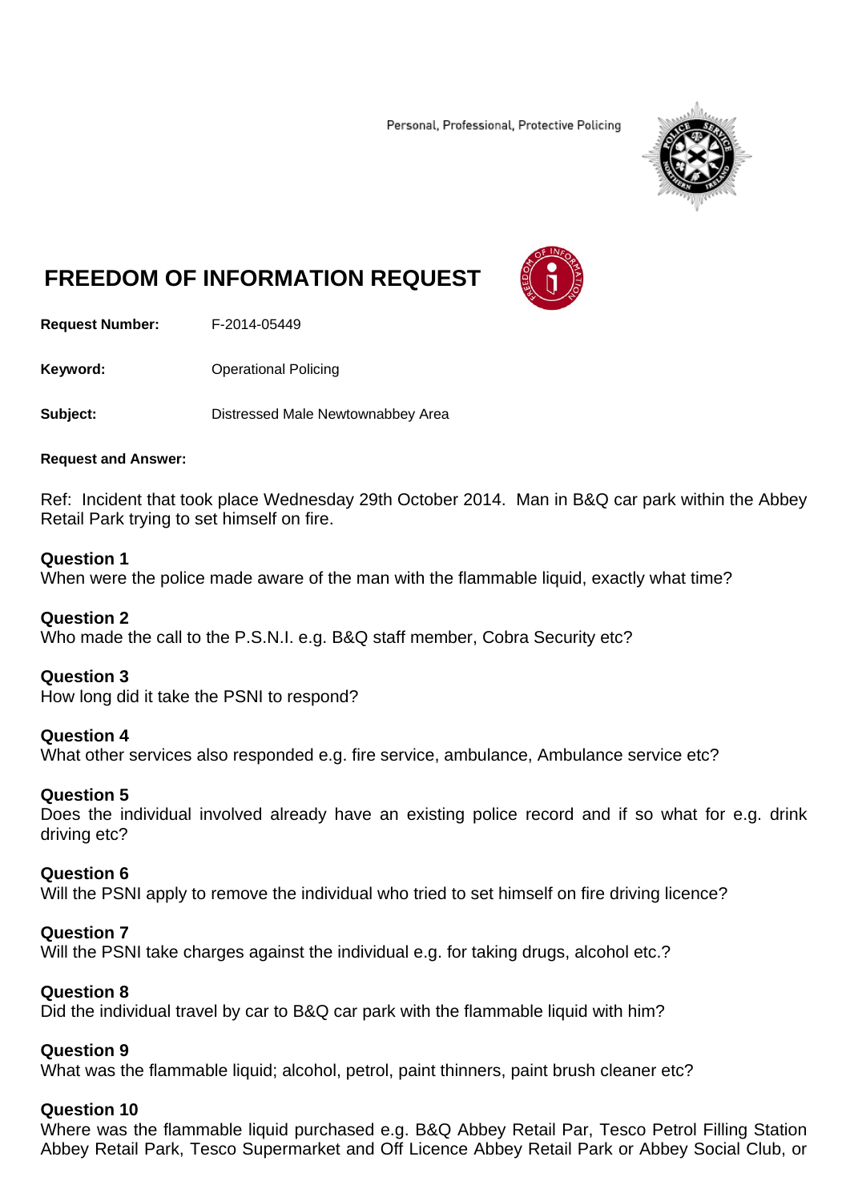Personal, Professional, Protective Policing

# FREEDOM OF INFORMATION REQUEST

**Request Number:** F-2014-05449

**Keyword:** Operational Policing

**Subject:** Distressed Male Newtownabbey Area

**Request and Answer:**

Ref: Incident that took place Wednesday 29th October 2014. Man in B&Q car park within the Abbey Retail Park trying to set himself on fire.

**Question 1**
When were the police made aware of the man with the flammable liquid, exactly what time?

**Question 2**
Who made the call to the P.S.N.I. e.g. B&Q staff member, Cobra Security etc?

**Question 3**
How long did it take the PSNI to respond?

**Question 4**
What other services also responded e.g. fire service, ambulance, Ambulance service etc?

**Question 5**
Does the individual involved already have an existing police record and if so what for e.g. drink driving etc?

**Question 6**
Will the PSNI apply to remove the individual who tried to set himself on fire driving licence?

**Question 7**
Will the PSNI take charges against the individual e.g. for taking drugs, alcohol etc.?

**Question 8**
Did the individual travel by car to B&Q car park with the flammable liquid with him?

**Question 9**
What was the flammable liquid; alcohol, petrol, paint thinners, paint brush cleaner etc?

**Question 10**
Where was the flammable liquid purchased e.g. B&Q Abbey Retail Par, Tesco Petrol Filling Station Abbey Retail Park, Tesco Supermarket and Off Licence Abbey Retail Park or Abbey Social Club, or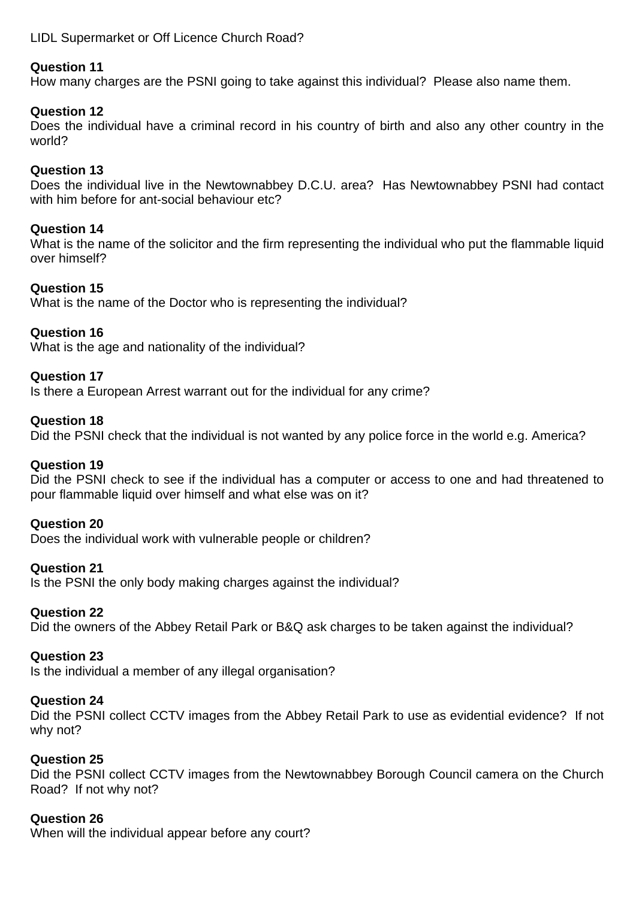LIDL Supermarket or Off Licence Church Road?

**Question 11**
How many charges are the PSNI going to take against this individual? Please also name them.

**Question 12**
Does the individual have a criminal record in his country of birth and also any other country in the world?

**Question 13**
Does the individual live in the Newtownabbey D.C.U. area? Has Newtownabbey PSNI had contact with him before for ant-social behaviour etc?

**Question 14**
What is the name of the solicitor and the firm representing the individual who put the flammable liquid over himself?

**Question 15**
What is the name of the Doctor who is representing the individual?

**Question 16**
What is the age and nationality of the individual?

**Question 17**
Is there a European Arrest warrant out for the individual for any crime?

**Question 18**
Did the PSNI check that the individual is not wanted by any police force in the world e.g. America?

**Question 19**
Did the PSNI check to see if the individual has a computer or access to one and had threatened to pour flammable liquid over himself and what else was on it?

**Question 20**
Does the individual work with vulnerable people or children?

**Question 21**
Is the PSNI the only body making charges against the individual?

**Question 22**
Did the owners of the Abbey Retail Park or B&Q ask charges to be taken against the individual?

**Question 23**
Is the individual a member of any illegal organisation?

**Question 24**
Did the PSNI collect CCTV images from the Abbey Retail Park to use as evidential evidence? If not why not?

**Question 25**
Did the PSNI collect CCTV images from the Newtownabbey Borough Council camera on the Church Road? If not why not?

**Question 26**
When will the individual appear before any court?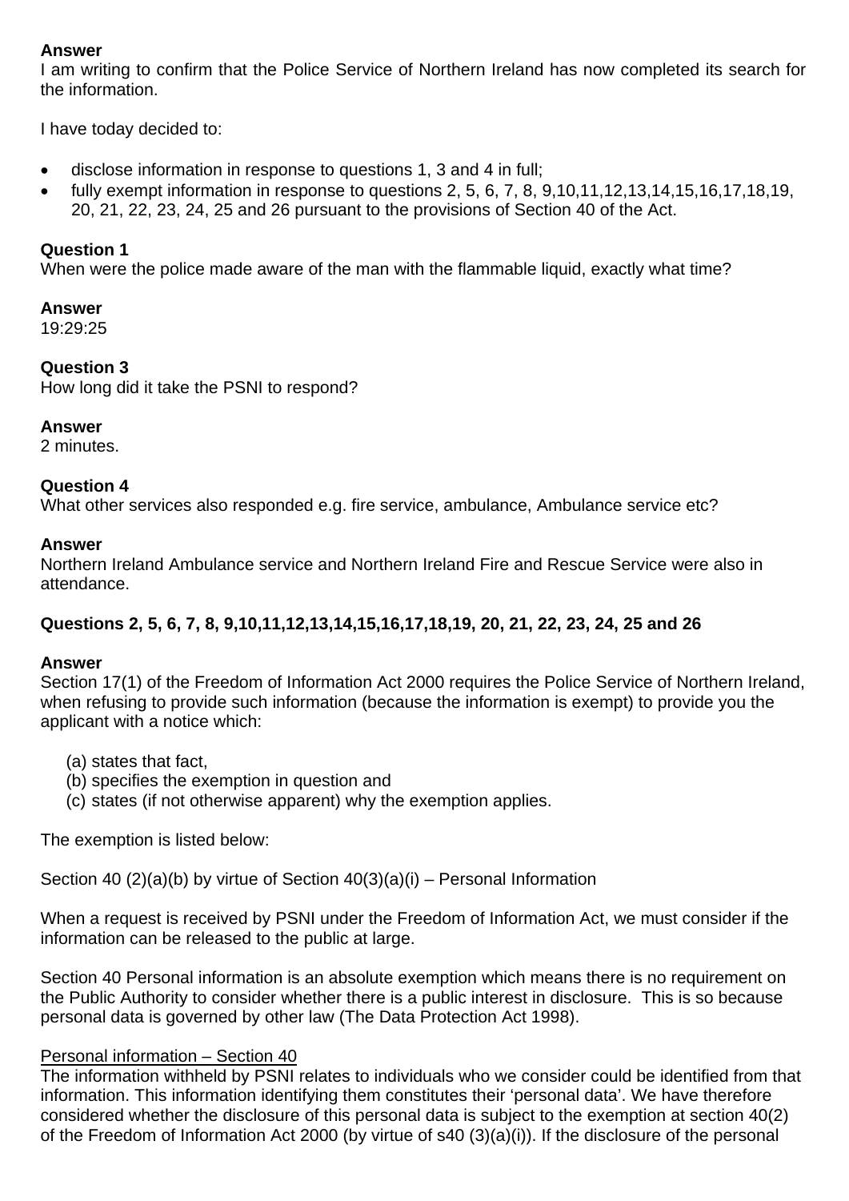**Answer**
I am writing to confirm that the Police Service of Northern Ireland has now completed its search for the information.

I have today decided to:

- disclose information in response to questions 1, 3 and 4 in full;
- fully exempt information in response to questions 2, 5, 6, 7, 8, 9,10,11,12,13,14,15,16,17,18,19, 20, 21, 22, 23, 24, 25 and 26 pursuant to the provisions of Section 40 of the Act.

**Question 1**
When were the police made aware of the man with the flammable liquid, exactly what time?

**Answer**
19:29:25

**Question 3**
How long did it take the PSNI to respond?

**Answer**
2 minutes.

**Question 4**
What other services also responded e.g. fire service, ambulance, Ambulance service etc?

**Answer**
Northern Ireland Ambulance service and Northern Ireland Fire and Rescue Service were also in attendance.

**Questions 2, 5, 6, 7, 8, 9,10,11,12,13,14,15,16,17,18,19, 20, 21, 22, 23, 24, 25 and 26**

**Answer**
Section 17(1) of the Freedom of Information Act 2000 requires the Police Service of Northern Ireland, when refusing to provide such information (because the information is exempt) to provide you the applicant with a notice which:

(a) states that fact,
(b) specifies the exemption in question and
(c) states (if not otherwise apparent) why the exemption applies.

The exemption is listed below:

Section 40 (2)(a)(b) by virtue of Section 40(3)(a)(i) – Personal Information

When a request is received by PSNI under the Freedom of Information Act, we must consider if the information can be released to the public at large.

Section 40 Personal information is an absolute exemption which means there is no requirement on the Public Authority to consider whether there is a public interest in disclosure. This is so because personal data is governed by other law (The Data Protection Act 1998).

Personal information – Section 40
The information withheld by PSNI relates to individuals who we consider could be identified from that information. This information identifying them constitutes their 'personal data'. We have therefore considered whether the disclosure of this personal data is subject to the exemption at section 40(2) of the Freedom of Information Act 2000 (by virtue of s40 (3)(a)(i)). If the disclosure of the personal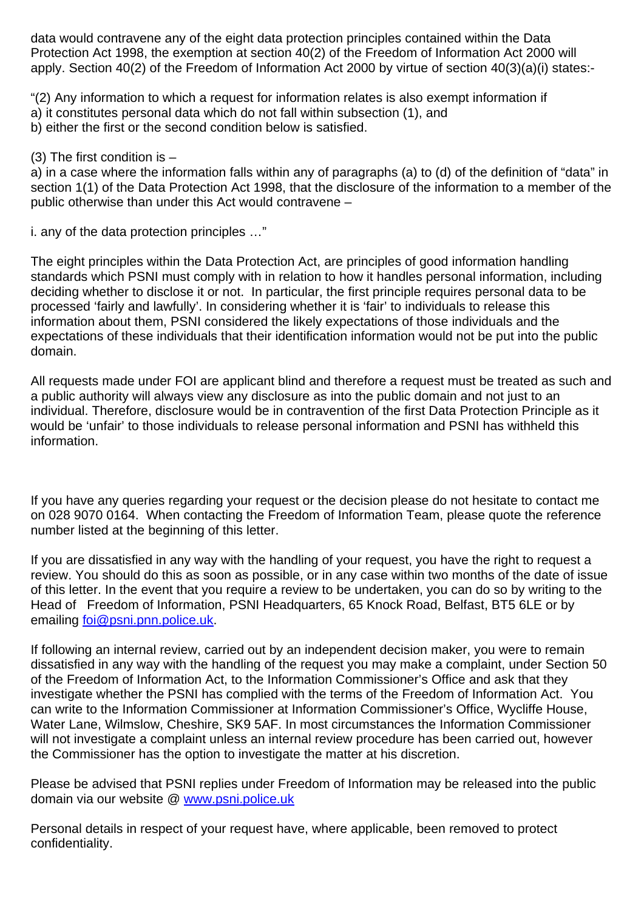data would contravene any of the eight data protection principles contained within the Data Protection Act 1998, the exemption at section 40(2) of the Freedom of Information Act 2000 will apply. Section 40(2) of the Freedom of Information Act 2000 by virtue of section 40(3)(a)(i) states:-

"(2) Any information to which a request for information relates is also exempt information if
a) it constitutes personal data which do not fall within subsection (1), and
b) either the first or the second condition below is satisfied.

(3) The first condition is –
a) in a case where the information falls within any of paragraphs (a) to (d) of the definition of "data" in section 1(1) of the Data Protection Act 1998, that the disclosure of the information to a member of the public otherwise than under this Act would contravene –

i. any of the data protection principles …"

The eight principles within the Data Protection Act, are principles of good information handling standards which PSNI must comply with in relation to how it handles personal information, including deciding whether to disclose it or not. In particular, the first principle requires personal data to be processed 'fairly and lawfully'. In considering whether it is 'fair' to individuals to release this information about them, PSNI considered the likely expectations of those individuals and the expectations of these individuals that their identification information would not be put into the public domain.

All requests made under FOI are applicant blind and therefore a request must be treated as such and a public authority will always view any disclosure as into the public domain and not just to an individual. Therefore, disclosure would be in contravention of the first Data Protection Principle as it would be 'unfair' to those individuals to release personal information and PSNI has withheld this information.

If you have any queries regarding your request or the decision please do not hesitate to contact me on 028 9070 0164. When contacting the Freedom of Information Team, please quote the reference number listed at the beginning of this letter.

If you are dissatisfied in any way with the handling of your request, you have the right to request a review. You should do this as soon as possible, or in any case within two months of the date of issue of this letter. In the event that you require a review to be undertaken, you can do so by writing to the Head of Freedom of Information, PSNI Headquarters, 65 Knock Road, Belfast, BT5 6LE or by emailing foi@psni.pnn.police.uk.

If following an internal review, carried out by an independent decision maker, you were to remain dissatisfied in any way with the handling of the request you may make a complaint, under Section 50 of the Freedom of Information Act, to the Information Commissioner's Office and ask that they investigate whether the PSNI has complied with the terms of the Freedom of Information Act. You can write to the Information Commissioner at Information Commissioner's Office, Wycliffe House, Water Lane, Wilmslow, Cheshire, SK9 5AF. In most circumstances the Information Commissioner will not investigate a complaint unless an internal review procedure has been carried out, however the Commissioner has the option to investigate the matter at his discretion.

Please be advised that PSNI replies under Freedom of Information may be released into the public domain via our website @ www.psni.police.uk

Personal details in respect of your request have, where applicable, been removed to protect confidentiality.